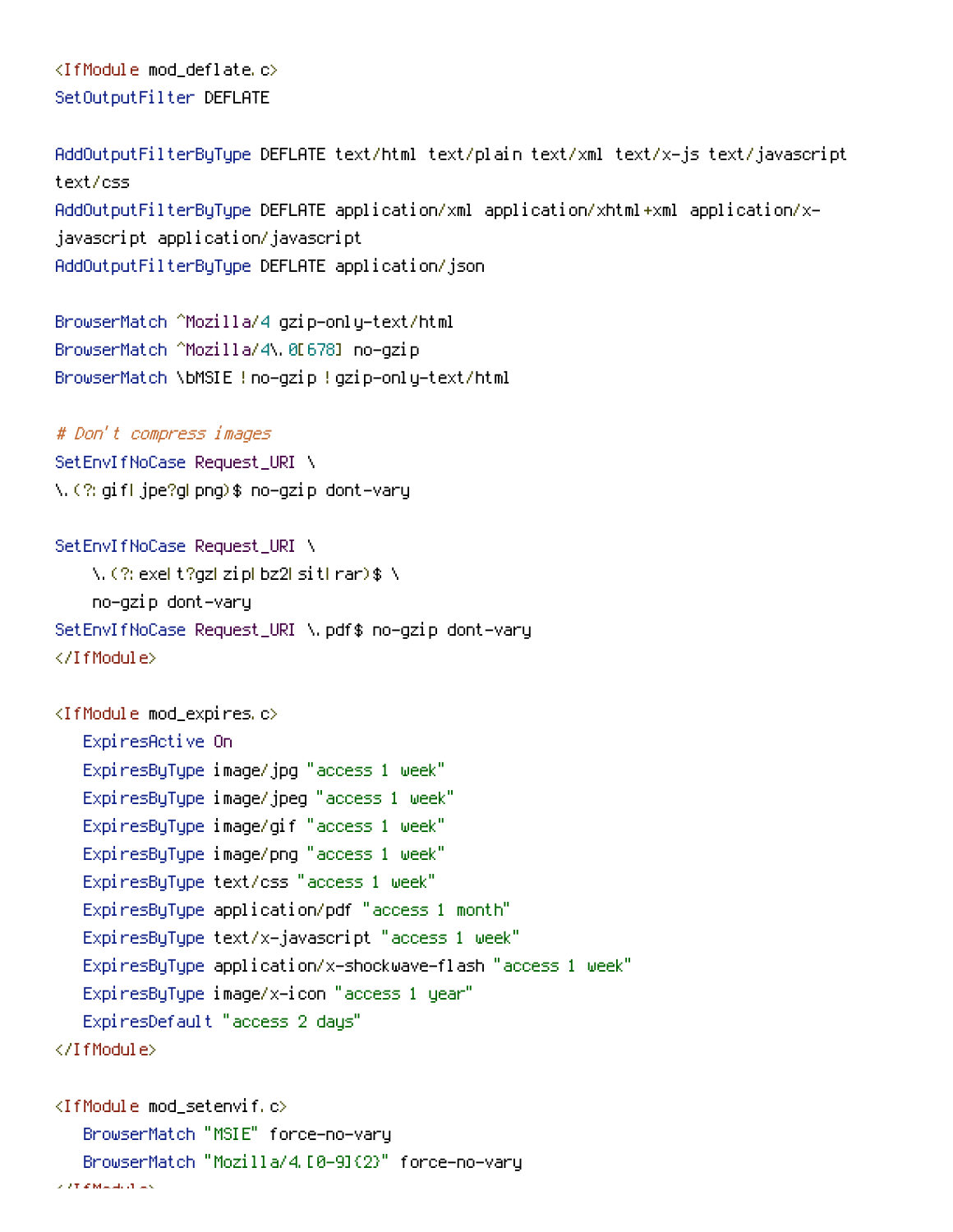```
<IfModule mod_deflate.c>
SetOutputFilter DEFLATE

AddOutputFilterByType DEFLATE text/html text/plain text/xml text/x-js text/javascript
text/css
AddOutputFilterByType DEFLATE application/xml application/xhtml+xml application/x-
javascript application/javascript
AddOutputFilterByType DEFLATE application/json

BrowserMatch ^Mozilla/4 gzip-only-text/html
BrowserMatch ^Mozilla/4\.0[678] no-gzip
BrowserMatch \bMSIE !no-gzip !gzip-only-text/html

# Don't compress images
SetEnvIfNoCase Request_URI \
\.(?:gif|jpe?g|png)$ no-gzip dont-vary

SetEnvIfNoCase Request_URI \
    \.(?:exe|t?gz|zip|bz2|sit|rar)$ \
    no-gzip dont-vary
SetEnvIfNoCase Request_URI \.pdf$ no-gzip dont-vary
</IfModule>

<IfModule mod_expires.c>
   ExpiresActive On
   ExpiresByType image/jpg "access 1 week"
   ExpiresByType image/jpeg "access 1 week"
   ExpiresByType image/gif "access 1 week"
   ExpiresByType image/png "access 1 week"
   ExpiresByType text/css "access 1 week"
   ExpiresByType application/pdf "access 1 month"
   ExpiresByType text/x-javascript "access 1 week"
   ExpiresByType application/x-shockwave-flash "access 1 week"
   ExpiresByType image/x-icon "access 1 year"
   ExpiresDefault "access 2 days"
</IfModule>

<IfModule mod_setenvif.c>
   BrowserMatch "MSIE" force-no-vary
   BrowserMatch "Mozilla/4.[0-9]{2}" force-no-vary
</IfModule>
```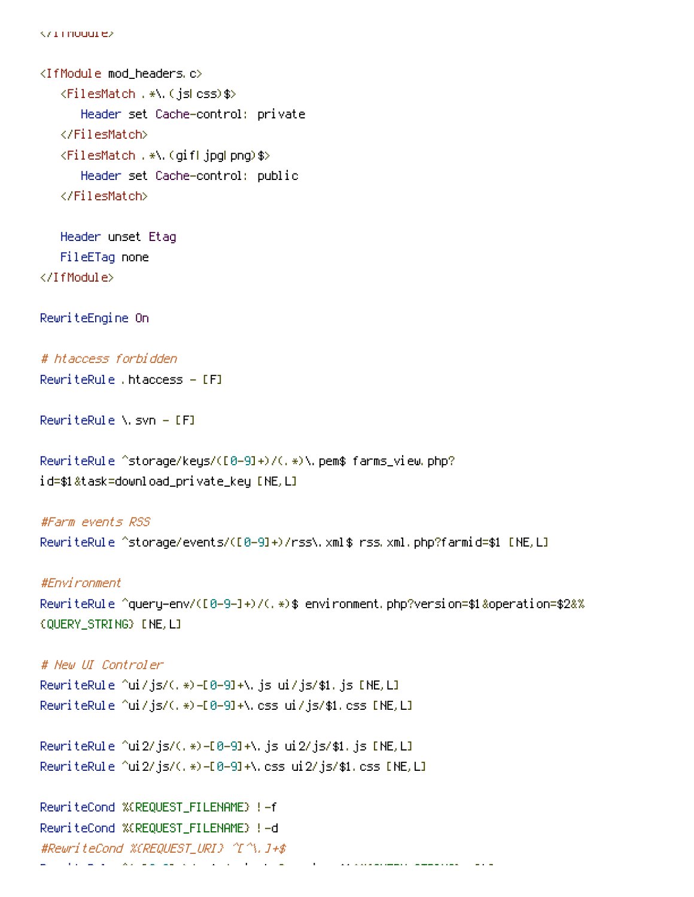```
</IfModule>

<IfModule mod_headers.c>
   <FilesMatch .*\.(js|css)$>
      Header set Cache-control: private
   </FilesMatch>
   <FilesMatch .*\.(gif|jpg|png)$>
      Header set Cache-control: public
   </FilesMatch>

   Header unset Etag
   FileETag none
</IfModule>

RewriteEngine On

# htaccess forbidden
RewriteRule .htaccess - [F]

RewriteRule \.svn - [F]

RewriteRule ^storage/keys/([0-9]+)/(.*)\.pem$ farms_view.php?
id=$1&task=download_private_key [NE,L]

#Farm events RSS
RewriteRule ^storage/events/([0-9]+)/rss\.xml$ rss.xml.php?farmid=$1 [NE,L]

#Environment
RewriteRule ^query-env/([0-9-]+)/(.*)$ environment.php?version=$1&operation=$2&%
{QUERY_STRING} [NE,L]

# New UI Controler
RewriteRule ^ui/js/(.*)-[0-9]+\.js ui/js/$1.js [NE,L]
RewriteRule ^ui/js/(.*)-[0-9]+\.css ui/js/$1.css [NE,L]

RewriteRule ^ui2/js/(.*)-[0-9]+\.js ui2/js/$1.js [NE,L]
RewriteRule ^ui2/js/(.*)-[0-9]+\.css ui2/js/$1.css [NE,L]

RewriteCond %{REQUEST_FILENAME} !-f
RewriteCond %{REQUEST_FILENAME} !-d
#RewriteCond %{REQUEST_URI} ^[^\.]+$
```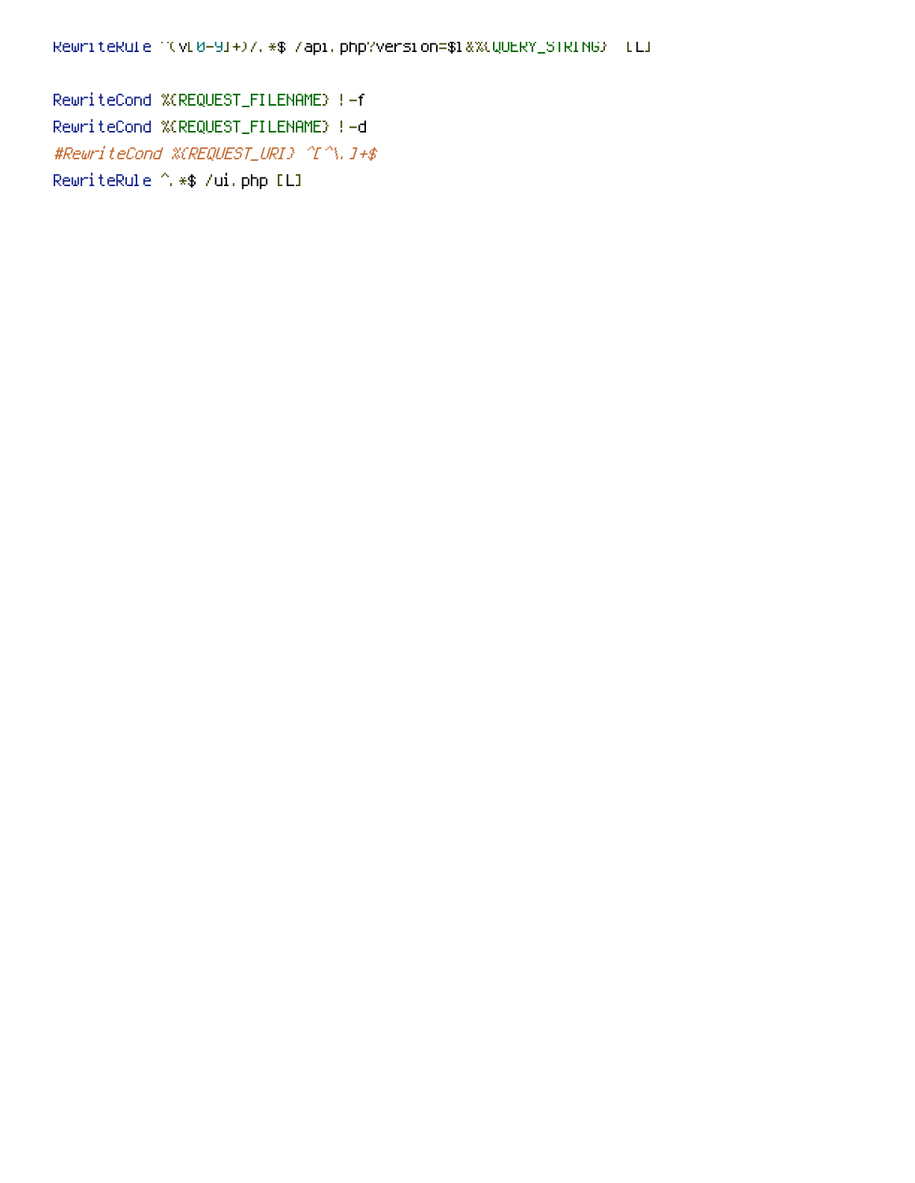```
RewriteRule ^(v[0-9]+)/.*$ /api.php?version=$1&%{QUERY_STRING}  [L]

RewriteCond %{REQUEST_FILENAME} !-f
RewriteCond %{REQUEST_FILENAME} !-d
#RewriteCond %{REQUEST_URI} ^[^\.]+$
RewriteRule ^.*$ /ui.php [L]
```